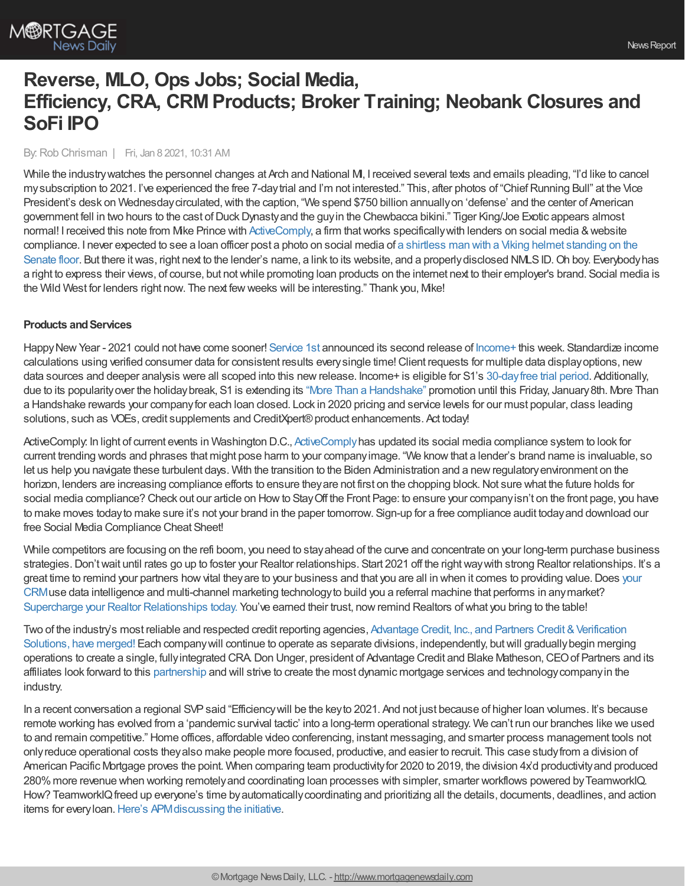# Reverse, MLO, Ops Jobs; Social Media, Efficiency, CRA, CRM Products; Broker Training; Neobank Closures and SoFi IPO

By: Rob Chrisman | Fri, Jan 8 2021, 10:31 AM

While the industry watches the personnel changes at Arch and National MI, I received several texts and emails pleading, "I'd like to cancel my subscription to 2021. I've experienced the free 7-day trial and I'm not interested." This, after photos of "Chief Running Bull" at the Vice President's desk on Wednesday circulated, with the caption, "We spend $750 billion annually on 'defense' and the center of American government fell in two hours to the cast of Duck Dynasty and the guy in the Chewbacca bikini." Tiger King/Joe Exotic appears almost normal! I received this note from Mike Prince with ActiveComply, a firm that works specifically with lenders on social media & website compliance. I never expected to see a loan officer post a photo on social media of a shirtless man with a Viking helmet standing on the Senate floor. But there it was, right next to the lender's name, a link to its website, and a properly disclosed NMLS ID. Oh boy. Everybody has a right to express their views, of course, but not while promoting loan products on the internet next to their employer's brand. Social media is the Wild West for lenders right now. The next few weeks will be interesting." Thank you, Mike!

**Products and Services**

Happy New Year - 2021 could not have come sooner! Service 1st announced its second release of Income+ this week. Standardize income calculations using verified consumer data for consistent results every single time! Client requests for multiple data display options, new data sources and deeper analysis were all scoped into this new release. Income+ is eligible for S1's 30-day free trial period. Additionally, due to its popularity over the holiday break, S1 is extending its "More Than a Handshake" promotion until this Friday, January 8th. More Than a Handshake rewards your company for each loan closed. Lock in 2020 pricing and service levels for our must popular, class leading solutions, such as VOEs, credit supplements and CreditXpert® product enhancements. Act today!

ActiveComply: In light of current events in Washington D.C., ActiveComply has updated its social media compliance system to look for current trending words and phrases that might pose harm to your company image. "We know that a lender's brand name is invaluable, so let us help you navigate these turbulent days. With the transition to the Biden Administration and a new regulatory environment on the horizon, lenders are increasing compliance efforts to ensure they are not first on the chopping block. Not sure what the future holds for social media compliance? Check out our article on How to Stay Off the Front Page: to ensure your company isn't on the front page, you have to make moves today to make sure it's not your brand in the paper tomorrow. Sign-up for a free compliance audit today and download our free Social Media Compliance Cheat Sheet!

While competitors are focusing on the refi boom, you need to stay ahead of the curve and concentrate on your long-term purchase business strategies. Don't wait until rates go up to foster your Realtor relationships. Start 2021 off the right way with strong Realtor relationships. It's a great time to remind your partners how vital they are to your business and that you are all in when it comes to providing value. Does your CRM use data intelligence and multi-channel marketing technology to build you a referral machine that performs in any market? Supercharge your Realtor Relationships today. You've earned their trust, now remind Realtors of what you bring to the table!

Two of the industry's most reliable and respected credit reporting agencies, Advantage Credit, Inc., and Partners Credit & Verification Solutions, have merged! Each company will continue to operate as separate divisions, independently, but will gradually begin merging operations to create a single, fully integrated CRA. Don Unger, president of Advantage Credit and Blake Matheson, CEO of Partners and its affiliates look forward to this partnership and will strive to create the most dynamic mortgage services and technology company in the industry.

In a recent conversation a regional SVP said "Efficiency will be the key to 2021. And not just because of higher loan volumes. It's because remote working has evolved from a 'pandemic survival tactic' into a long-term operational strategy. We can't run our branches like we used to and remain competitive." Home offices, affordable video conferencing, instant messaging, and smarter process management tools not only reduce operational costs they also make people more focused, productive, and easier to recruit. This case study from a division of American Pacific Mortgage proves the point. When comparing team productivity for 2020 to 2019, the division 4x'd productivity and produced 280% more revenue when working remotely and coordinating loan processes with simpler, smarter workflows powered by TeamworkIQ. How? TeamworkIQ freed up everyone's time by automatically coordinating and prioritizing all the details, documents, deadlines, and action items for every loan. Here's APM discussing the initiative.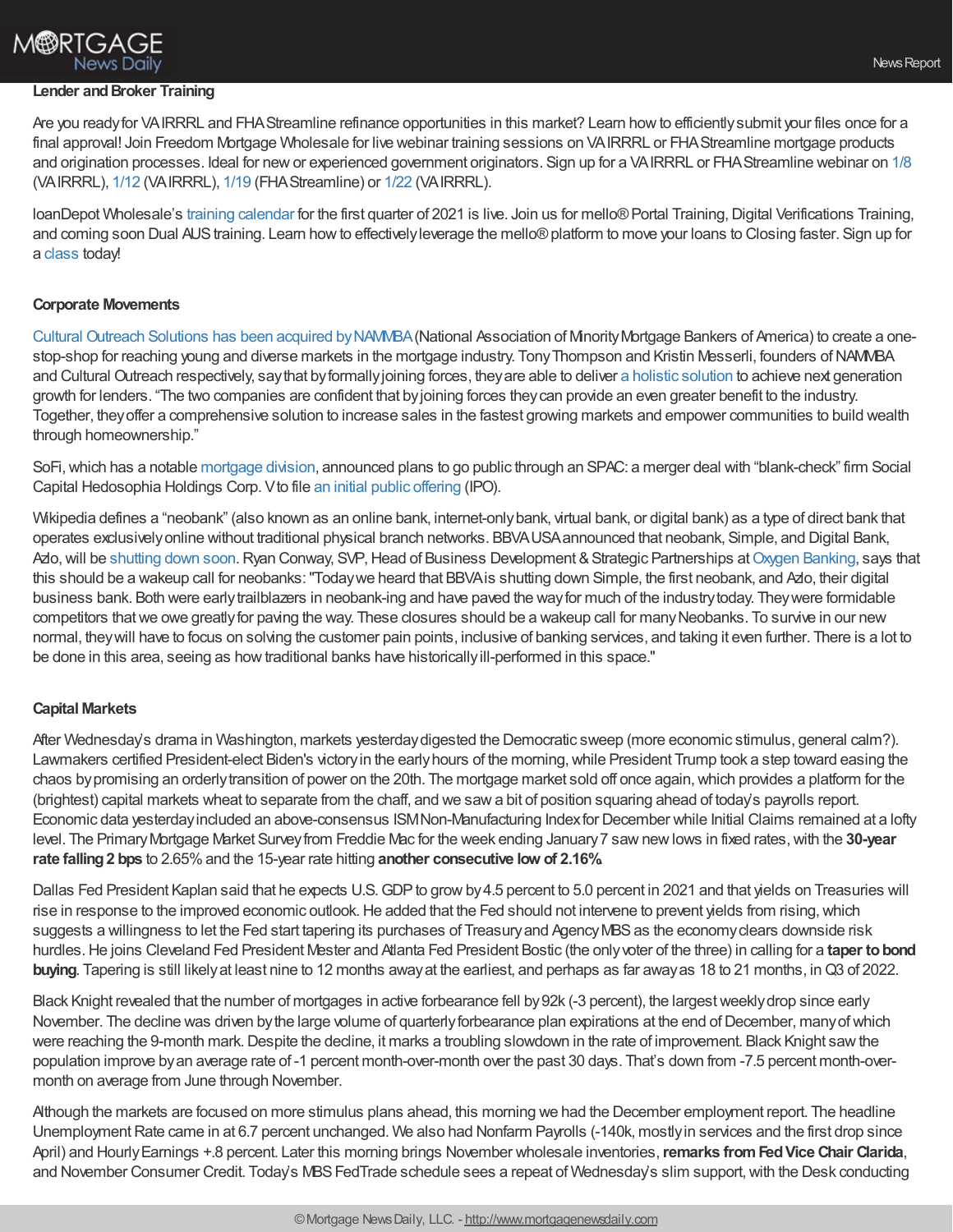**Lender and Broker Training**

Are you ready for VA IRRRL and FHA Streamline refinance opportunities in this market? Learn how to efficiently submit your files once for a final approval! Join Freedom Mortgage Wholesale for live webinar training sessions on VA IRRRL or FHA Streamline mortgage products and origination processes. Ideal for new or experienced government originators. Sign up for a VA IRRRL or FHA Streamline webinar on 1/8 (VA IRRRL), 1/12 (VA IRRRL), 1/19 (FHA Streamline) or 1/22 (VA IRRRL).

loanDepot Wholesale's training calendar for the first quarter of 2021 is live. Join us for mello® Portal Training, Digital Verifications Training, and coming soon Dual AUS training. Learn how to effectively leverage the mello® platform to move your loans to Closing faster. Sign up for a class today!

**Corporate Movements**

Cultural Outreach Solutions has been acquired by NAMMBA (National Association of Minority Mortgage Bankers of America) to create a one-stop-shop for reaching young and diverse markets in the mortgage industry. Tony Thompson and Kristin Messerli, founders of NAMMBA and Cultural Outreach respectively, say that by formally joining forces, they are able to deliver a holistic solution to achieve next generation growth for lenders. "The two companies are confident that by joining forces they can provide an even greater benefit to the industry. Together, they offer a comprehensive solution to increase sales in the fastest growing markets and empower communities to build wealth through homeownership."

SoFi, which has a notable mortgage division, announced plans to go public through an SPAC: a merger deal with "blank-check" firm Social Capital Hedosophia Holdings Corp. V to file an initial public offering (IPO).

Wikipedia defines a "neobank" (also known as an online bank, internet-only bank, virtual bank, or digital bank) as a type of direct bank that operates exclusively online without traditional physical branch networks. BBVA USA announced that neobank, Simple, and Digital Bank, Azlo, will be shutting down soon. Ryan Conway, SVP, Head of Business Development & Strategic Partnerships at Oxygen Banking, says that this should be a wakeup call for neobanks: "Today we heard that BBVA is shutting down Simple, the first neobank, and Azlo, their digital business bank. Both were early trailblazers in neobank-ing and have paved the way for much of the industry today. They were formidable competitors that we owe greatly for paving the way. These closures should be a wakeup call for many Neobanks. To survive in our new normal, they will have to focus on solving the customer pain points, inclusive of banking services, and taking it even further. There is a lot to be done in this area, seeing as how traditional banks have historically ill-performed in this space."

**Capital Markets**

After Wednesday's drama in Washington, markets yesterday digested the Democratic sweep (more economic stimulus, general calm?). Lawmakers certified President-elect Biden's victory in the early hours of the morning, while President Trump took a step toward easing the chaos by promising an orderly transition of power on the 20th. The mortgage market sold off once again, which provides a platform for the (brightest) capital markets wheat to separate from the chaff, and we saw a bit of position squaring ahead of today's payrolls report. Economic data yesterday included an above-consensus ISM Non-Manufacturing Index for December while Initial Claims remained at a lofty level. The Primary Mortgage Market Survey from Freddie Mac for the week ending January 7 saw new lows in fixed rates, with the **30-year rate falling 2 bps** to 2.65% and the 15-year rate hitting **another consecutive low of 2.16%**.

Dallas Fed President Kaplan said that he expects U.S. GDP to grow by 4.5 percent to 5.0 percent in 2021 and that yields on Treasuries will rise in response to the improved economic outlook. He added that the Fed should not intervene to prevent yields from rising, which suggests a willingness to let the Fed start tapering its purchases of Treasury and Agency MBS as the economy clears downside risk hurdles. He joins Cleveland Fed President Mester and Atlanta Fed President Bostic (the only voter of the three) in calling for a **taper to bond buying**. Tapering is still likely at least nine to 12 months away at the earliest, and perhaps as far away as 18 to 21 months, in Q3 of 2022.

Black Knight revealed that the number of mortgages in active forbearance fell by 92k (-3 percent), the largest weekly drop since early November. The decline was driven by the large volume of quarterly forbearance plan expirations at the end of December, many of which were reaching the 9-month mark. Despite the decline, it marks a troubling slowdown in the rate of improvement. Black Knight saw the population improve by an average rate of -1 percent month-over-month over the past 30 days. That's down from -7.5 percent month-over-month on average from June through November.

Although the markets are focused on more stimulus plans ahead, this morning we had the December employment report. The headline Unemployment Rate came in at 6.7 percent unchanged. We also had Nonfarm Payrolls (-140k, mostly in services and the first drop since April) and Hourly Earnings +.8 percent. Later this morning brings November wholesale inventories, **remarks from Fed Vice Chair Clarida**, and November Consumer Credit. Today's MBS FedTrade schedule sees a repeat of Wednesday's slim support, with the Desk conducting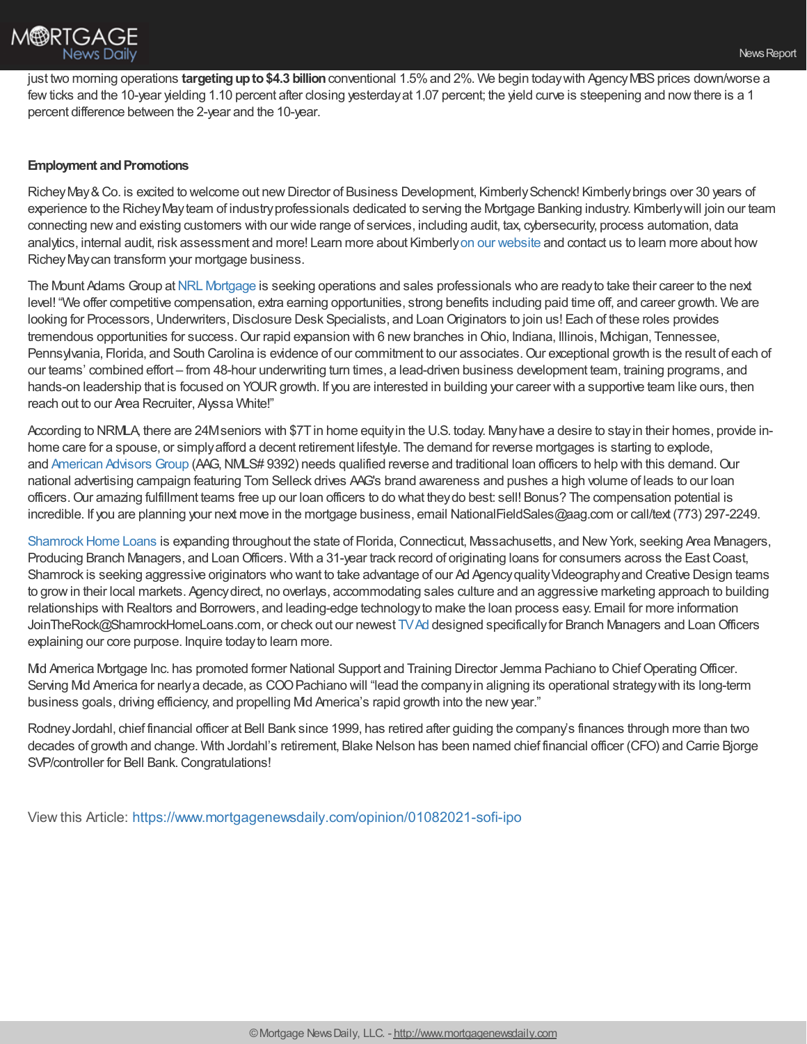just two morning operations **targeting up to $4.3 billion** conventional 1.5% and 2%. We begin today with Agency MBS prices down/worse a few ticks and the 10-year yielding 1.10 percent after closing yesterday at 1.07 percent; the yield curve is steepening and now there is a 1 percent difference between the 2-year and the 10-year.

**Employment and Promotions**

Richey May & Co. is excited to welcome out new Director of Business Development, Kimberly Schenck! Kimberly brings over 30 years of experience to the Richey May team of industry professionals dedicated to serving the Mortgage Banking industry. Kimberly will join our team connecting new and existing customers with our wide range of services, including audit, tax, cybersecurity, process automation, data analytics, internal audit, risk assessment and more! Learn more about Kimberly on our website and contact us to learn more about how Richey May can transform your mortgage business.

The Mount Adams Group at NRL Mortgage is seeking operations and sales professionals who are ready to take their career to the next level! "We offer competitive compensation, extra earning opportunities, strong benefits including paid time off, and career growth. We are looking for Processors, Underwriters, Disclosure Desk Specialists, and Loan Originators to join us! Each of these roles provides tremendous opportunities for success. Our rapid expansion with 6 new branches in Ohio, Indiana, Illinois, Michigan, Tennessee, Pennsylvania, Florida, and South Carolina is evidence of our commitment to our associates. Our exceptional growth is the result of each of our teams' combined effort – from 48-hour underwriting turn times, a lead-driven business development team, training programs, and hands-on leadership that is focused on YOUR growth. If you are interested in building your career with a supportive team like ours, then reach out to our Area Recruiter, Alyssa White!"

According to NRMLA, there are 24M seniors with $7T in home equity in the U.S. today. Many have a desire to stay in their homes, provide in-home care for a spouse, or simply afford a decent retirement lifestyle. The demand for reverse mortgages is starting to explode, and American Advisors Group (AAG, NMLS# 9392) needs qualified reverse and traditional loan officers to help with this demand. Our national advertising campaign featuring Tom Selleck drives AAG's brand awareness and pushes a high volume of leads to our loan officers. Our amazing fulfillment teams free up our loan officers to do what they do best: sell! Bonus? The compensation potential is incredible. If you are planning your next move in the mortgage business, email NationalFieldSales@aag.com or call/text (773) 297-2249.

Shamrock Home Loans is expanding throughout the state of Florida, Connecticut, Massachusetts, and New York, seeking Area Managers, Producing Branch Managers, and Loan Officers. With a 31-year track record of originating loans for consumers across the East Coast, Shamrock is seeking aggressive originators who want to take advantage of our Ad Agency quality Videography and Creative Design teams to grow in their local markets. Agency direct, no overlays, accommodating sales culture and an aggressive marketing approach to building relationships with Realtors and Borrowers, and leading-edge technology to make the loan process easy. Email for more information JoinTheRock@ShamrockHomeLoans.com, or check out our newest TV Ad designed specifically for Branch Managers and Loan Officers explaining our core purpose. Inquire today to learn more.

Mid America Mortgage Inc. has promoted former National Support and Training Director Jemma Pachiano to Chief Operating Officer. Serving Mid America for nearly a decade, as COO Pachiano will "lead the company in aligning its operational strategy with its long-term business goals, driving efficiency, and propelling Mid America's rapid growth into the new year."

Rodney Jordahl, chief financial officer at Bell Bank since 1999, has retired after guiding the company's finances through more than two decades of growth and change. With Jordahl's retirement, Blake Nelson has been named chief financial officer (CFO) and Carrie Bjorge SVP/controller for Bell Bank. Congratulations!

View this Article: https://www.mortgagenewsdaily.com/opinion/01082021-sofi-ipo